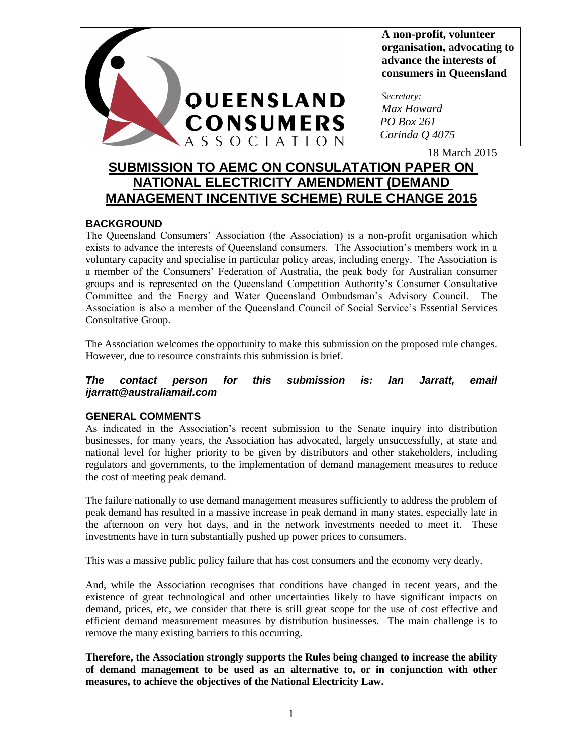QUEENSLAND CONSUMERS ASSOCIATION

**A non-profit, volunteer organisation, advocating to advance the interests of consumers in Queensland**

*Secretary:*
*Max Howard*
*PO Box 261*
*Corinda Q 4075*

18 March 2015

# SUBMISSION TO AEMC ON CONSULATATION PAPER ON NATIONAL ELECTRICITY AMENDMENT (DEMAND MANAGEMENT INCENTIVE SCHEME) RULE CHANGE 2015

## BACKGROUND

The Queensland Consumers' Association (the Association) is a non-profit organisation which exists to advance the interests of Queensland consumers. The Association's members work in a voluntary capacity and specialise in particular policy areas, including energy. The Association is a member of the Consumers' Federation of Australia, the peak body for Australian consumer groups and is represented on the Queensland Competition Authority's Consumer Consultative Committee and the Energy and Water Queensland Ombudsman's Advisory Council. The Association is also a member of the Queensland Council of Social Service's Essential Services Consultative Group.

The Association welcomes the opportunity to make this submission on the proposed rule changes. However, due to resource constraints this submission is brief.

***The contact person for this submission is: Ian Jarratt, email ijarratt@australiamail.com***

## GENERAL COMMENTS

As indicated in the Association's recent submission to the Senate inquiry into distribution businesses, for many years, the Association has advocated, largely unsuccessfully, at state and national level for higher priority to be given by distributors and other stakeholders, including regulators and governments, to the implementation of demand management measures to reduce the cost of meeting peak demand.

The failure nationally to use demand management measures sufficiently to address the problem of peak demand has resulted in a massive increase in peak demand in many states, especially late in the afternoon on very hot days, and in the network investments needed to meet it. These investments have in turn substantially pushed up power prices to consumers.

This was a massive public policy failure that has cost consumers and the economy very dearly.

And, while the Association recognises that conditions have changed in recent years, and the existence of great technological and other uncertainties likely to have significant impacts on demand, prices, etc, we consider that there is still great scope for the use of cost effective and efficient demand measurement measures by distribution businesses. The main challenge is to remove the many existing barriers to this occurring.

**Therefore, the Association strongly supports the Rules being changed to increase the ability of demand management to be used as an alternative to, or in conjunction with other measures, to achieve the objectives of the National Electricity Law.**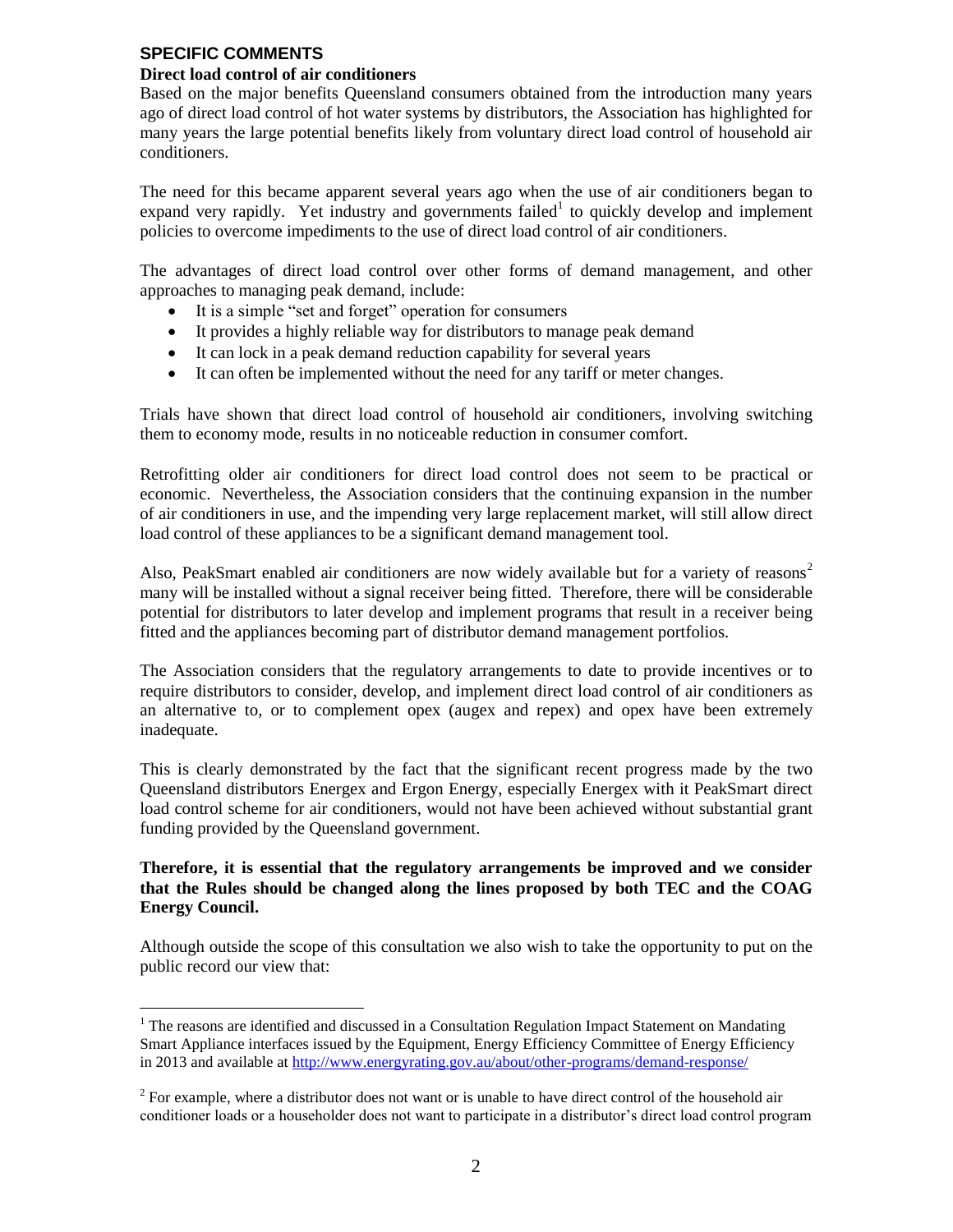## SPECIFIC COMMENTS

### Direct load control of air conditioners

Based on the major benefits Queensland consumers obtained from the introduction many years ago of direct load control of hot water systems by distributors, the Association has highlighted for many years the large potential benefits likely from voluntary direct load control of household air conditioners.

The need for this became apparent several years ago when the use of air conditioners began to expand very rapidly. Yet industry and governments failed[1] to quickly develop and implement policies to overcome impediments to the use of direct load control of air conditioners.

The advantages of direct load control over other forms of demand management, and other approaches to managing peak demand, include:

- It is a simple "set and forget" operation for consumers
- It provides a highly reliable way for distributors to manage peak demand
- It can lock in a peak demand reduction capability for several years
- It can often be implemented without the need for any tariff or meter changes.

Trials have shown that direct load control of household air conditioners, involving switching them to economy mode, results in no noticeable reduction in consumer comfort.

Retrofitting older air conditioners for direct load control does not seem to be practical or economic. Nevertheless, the Association considers that the continuing expansion in the number of air conditioners in use, and the impending very large replacement market, will still allow direct load control of these appliances to be a significant demand management tool.

Also, PeakSmart enabled air conditioners are now widely available but for a variety of reasons[2] many will be installed without a signal receiver being fitted. Therefore, there will be considerable potential for distributors to later develop and implement programs that result in a receiver being fitted and the appliances becoming part of distributor demand management portfolios.

The Association considers that the regulatory arrangements to date to provide incentives or to require distributors to consider, develop, and implement direct load control of air conditioners as an alternative to, or to complement opex (augex and repex) and opex have been extremely inadequate.

This is clearly demonstrated by the fact that the significant recent progress made by the two Queensland distributors Energex and Ergon Energy, especially Energex with it PeakSmart direct load control scheme for air conditioners, would not have been achieved without substantial grant funding provided by the Queensland government.

**Therefore, it is essential that the regulatory arrangements be improved and we consider that the Rules should be changed along the lines proposed by both TEC and the COAG Energy Council.**

Although outside the scope of this consultation we also wish to take the opportunity to put on the public record our view that:

---

[1] The reasons are identified and discussed in a Consultation Regulation Impact Statement on Mandating Smart Appliance interfaces issued by the Equipment, Energy Efficiency Committee of Energy Efficiency in 2013 and available at http://www.energyrating.gov.au/about/other-programs/demand-response/

[2] For example, where a distributor does not want or is unable to have direct control of the household air conditioner loads or a householder does not want to participate in a distributor's direct load control program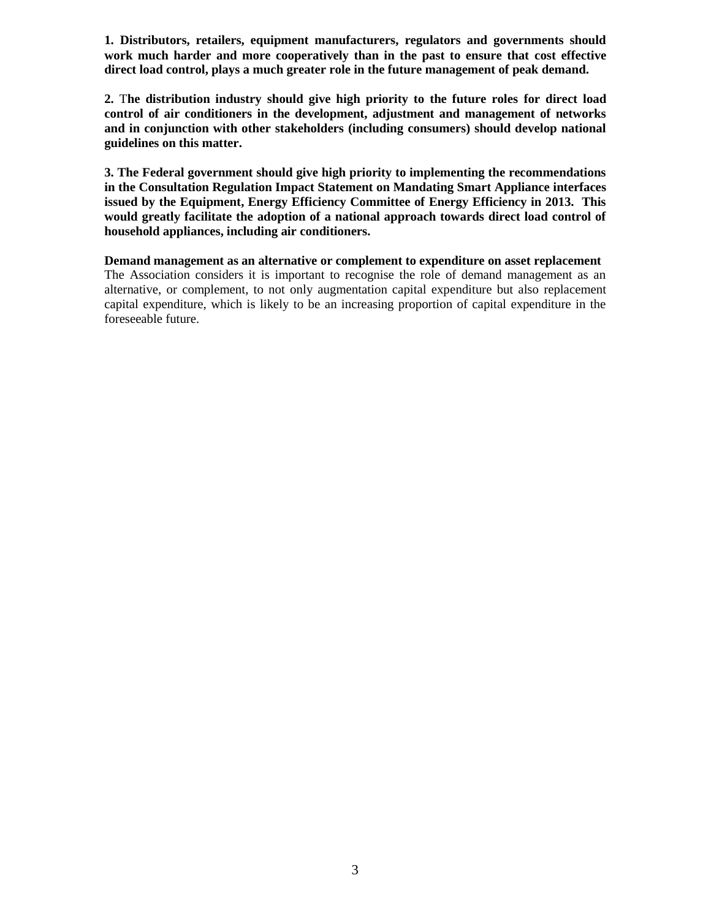**1. Distributors, retailers, equipment manufacturers, regulators and governments should work much harder and more cooperatively than in the past to ensure that cost effective direct load control, plays a much greater role in the future management of peak demand.**

**2. The distribution industry should give high priority to the future roles for direct load control of air conditioners in the development, adjustment and management of networks and in conjunction with other stakeholders (including consumers) should develop national guidelines on this matter.**

**3. The Federal government should give high priority to implementing the recommendations in the Consultation Regulation Impact Statement on Mandating Smart Appliance interfaces issued by the Equipment, Energy Efficiency Committee of Energy Efficiency in 2013. This would greatly facilitate the adoption of a national approach towards direct load control of household appliances, including air conditioners.**

**Demand management as an alternative or complement to expenditure on asset replacement**

The Association considers it is important to recognise the role of demand management as an alternative, or complement, to not only augmentation capital expenditure but also replacement capital expenditure, which is likely to be an increasing proportion of capital expenditure in the foreseeable future.